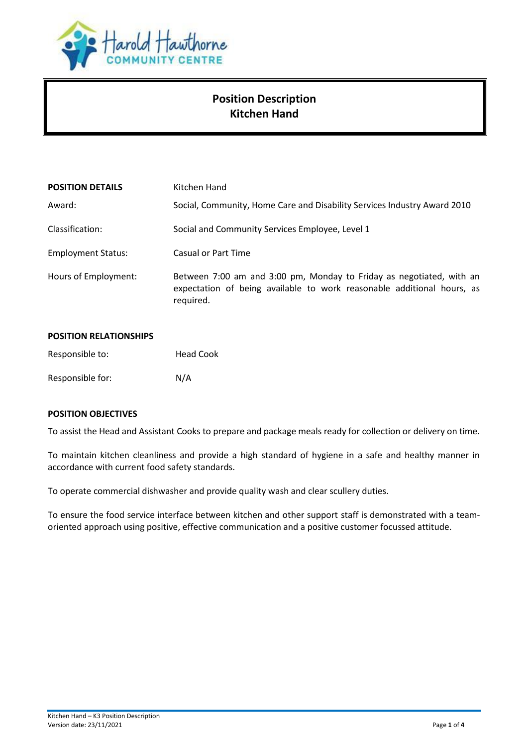# Position Description
## Kitchen Hand

| **POSITION DETAILS** | Kitchen Hand |
|---|---|
| Award: | Social, Community, Home Care and Disability Services Industry Award 2010 |
| Classification: | Social and Community Services Employee, Level 1 |
| Employment Status: | Casual or Part Time |
| Hours of Employment: | Between 7:00 am and 3:00 pm, Monday to Friday as negotiated, with an expectation of being available to work reasonable additional hours, as required. |

**POSITION RELATIONSHIPS**

| | |
|---|---|
| Responsible to: | Head Cook |
| Responsible for: | N/A |

**POSITION OBJECTIVES**

To assist the Head and Assistant Cooks to prepare and package meals ready for collection or delivery on time.

To maintain kitchen cleanliness and provide a high standard of hygiene in a safe and healthy manner in accordance with current food safety standards.

To operate commercial dishwasher and provide quality wash and clear scullery duties.

To ensure the food service interface between kitchen and other support staff is demonstrated with a team-oriented approach using positive, effective communication and a positive customer focussed attitude.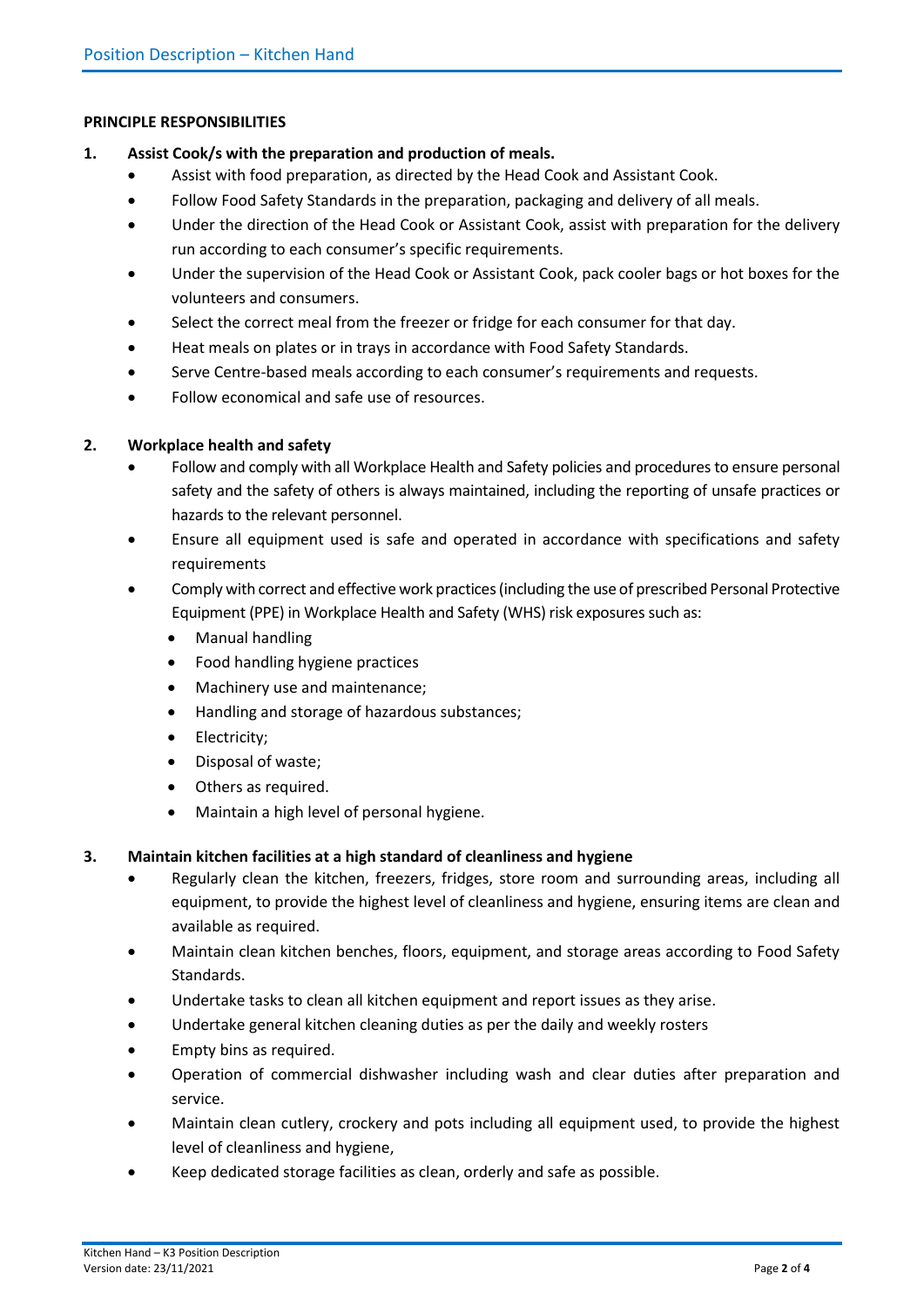**PRINCIPLE RESPONSIBILITIES**

**1. Assist Cook/s with the preparation and production of meals.**

- Assist with food preparation, as directed by the Head Cook and Assistant Cook.
- Follow Food Safety Standards in the preparation, packaging and delivery of all meals.
- Under the direction of the Head Cook or Assistant Cook, assist with preparation for the delivery run according to each consumer's specific requirements.
- Under the supervision of the Head Cook or Assistant Cook, pack cooler bags or hot boxes for the volunteers and consumers.
- Select the correct meal from the freezer or fridge for each consumer for that day.
- Heat meals on plates or in trays in accordance with Food Safety Standards.
- Serve Centre-based meals according to each consumer's requirements and requests.
- Follow economical and safe use of resources.

**2. Workplace health and safety**

- Follow and comply with all Workplace Health and Safety policies and procedures to ensure personal safety and the safety of others is always maintained, including the reporting of unsafe practices or hazards to the relevant personnel.
- Ensure all equipment used is safe and operated in accordance with specifications and safety requirements
- Comply with correct and effective work practices (including the use of prescribed Personal Protective Equipment (PPE) in Workplace Health and Safety (WHS) risk exposures such as:
  - Manual handling
  - Food handling hygiene practices
  - Machinery use and maintenance;
  - Handling and storage of hazardous substances;
  - Electricity;
  - Disposal of waste;
  - Others as required.
  - Maintain a high level of personal hygiene.

**3. Maintain kitchen facilities at a high standard of cleanliness and hygiene**

- Regularly clean the kitchen, freezers, fridges, store room and surrounding areas, including all equipment, to provide the highest level of cleanliness and hygiene, ensuring items are clean and available as required.
- Maintain clean kitchen benches, floors, equipment, and storage areas according to Food Safety Standards.
- Undertake tasks to clean all kitchen equipment and report issues as they arise.
- Undertake general kitchen cleaning duties as per the daily and weekly rosters
- Empty bins as required.
- Operation of commercial dishwasher including wash and clear duties after preparation and service.
- Maintain clean cutlery, crockery and pots including all equipment used, to provide the highest level of cleanliness and hygiene,
- Keep dedicated storage facilities as clean, orderly and safe as possible.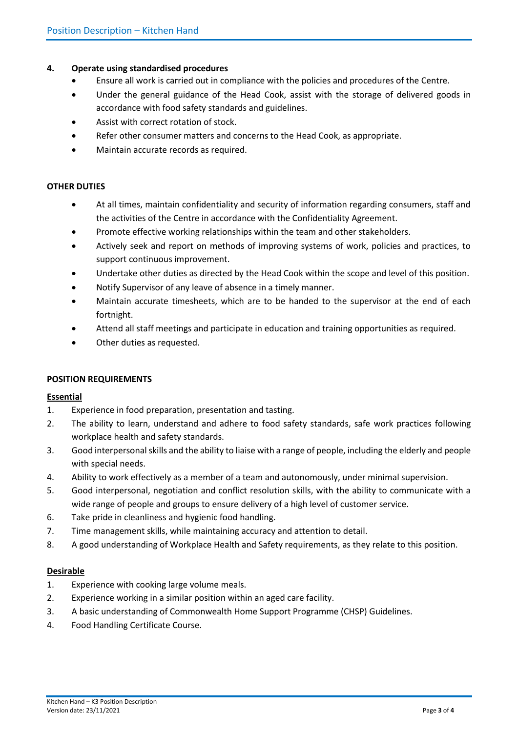## 4. Operate using standardised procedures

- Ensure all work is carried out in compliance with the policies and procedures of the Centre.
- Under the general guidance of the Head Cook, assist with the storage of delivered goods in accordance with food safety standards and guidelines.
- Assist with correct rotation of stock.
- Refer other consumer matters and concerns to the Head Cook, as appropriate.
- Maintain accurate records as required.

## OTHER DUTIES

- At all times, maintain confidentiality and security of information regarding consumers, staff and the activities of the Centre in accordance with the Confidentiality Agreement.
- Promote effective working relationships within the team and other stakeholders.
- Actively seek and report on methods of improving systems of work, policies and practices, to support continuous improvement.
- Undertake other duties as directed by the Head Cook within the scope and level of this position.
- Notify Supervisor of any leave of absence in a timely manner.
- Maintain accurate timesheets, which are to be handed to the supervisor at the end of each fortnight.
- Attend all staff meetings and participate in education and training opportunities as required.
- Other duties as requested.

## POSITION REQUIREMENTS

### Essential

1. Experience in food preparation, presentation and tasting.
2. The ability to learn, understand and adhere to food safety standards, safe work practices following workplace health and safety standards.
3. Good interpersonal skills and the ability to liaise with a range of people, including the elderly and people with special needs.
4. Ability to work effectively as a member of a team and autonomously, under minimal supervision.
5. Good interpersonal, negotiation and conflict resolution skills, with the ability to communicate with a wide range of people and groups to ensure delivery of a high level of customer service.
6. Take pride in cleanliness and hygienic food handling.
7. Time management skills, while maintaining accuracy and attention to detail.
8. A good understanding of Workplace Health and Safety requirements, as they relate to this position.

### Desirable

1. Experience with cooking large volume meals.
2. Experience working in a similar position within an aged care facility.
3. A basic understanding of Commonwealth Home Support Programme (CHSP) Guidelines.
4. Food Handling Certificate Course.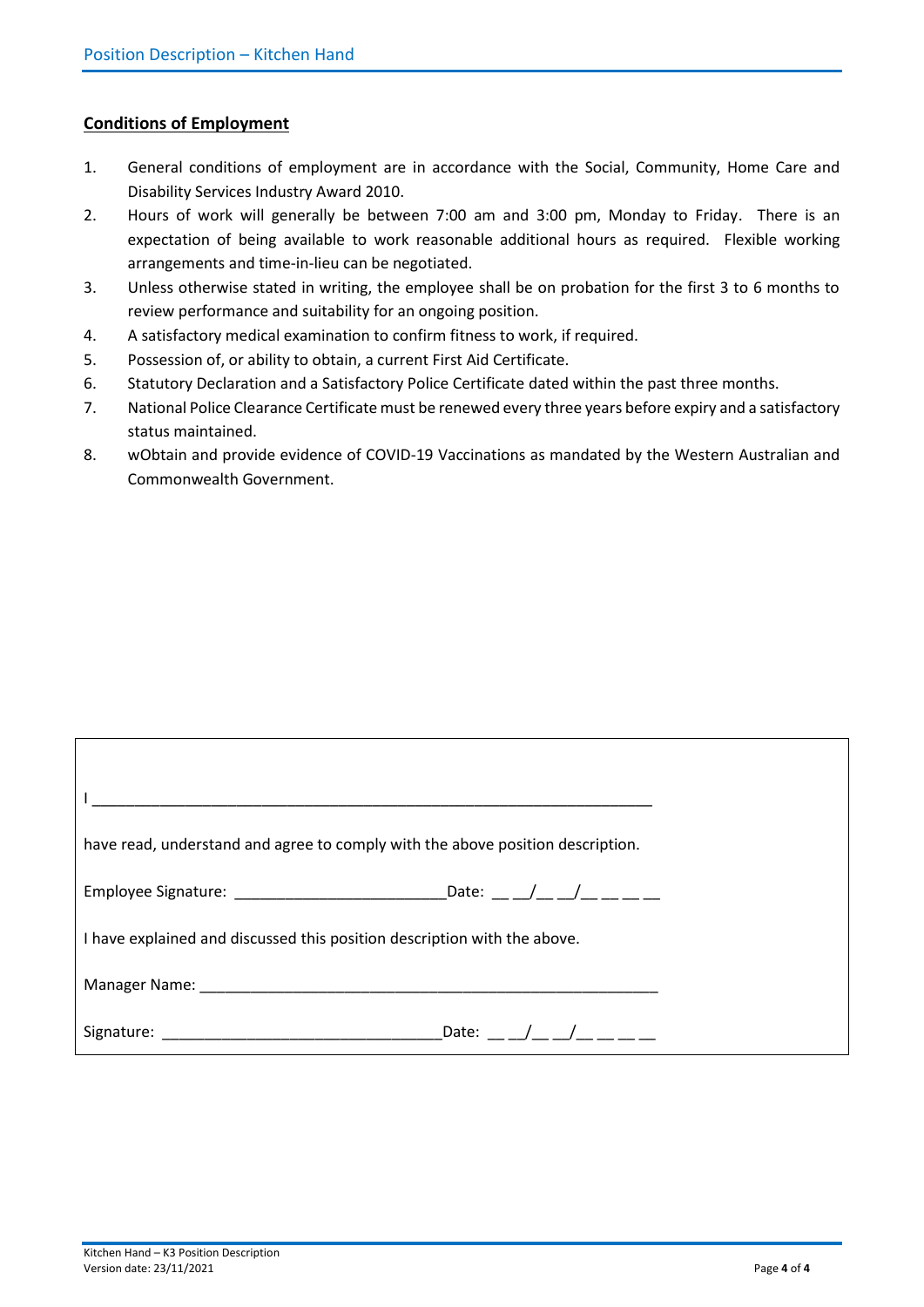## Conditions of Employment

1. General conditions of employment are in accordance with the Social, Community, Home Care and Disability Services Industry Award 2010.
2. Hours of work will generally be between 7:00 am and 3:00 pm, Monday to Friday. There is an expectation of being available to work reasonable additional hours as required. Flexible working arrangements and time-in-lieu can be negotiated.
3. Unless otherwise stated in writing, the employee shall be on probation for the first 3 to 6 months to review performance and suitability for an ongoing position.
4. A satisfactory medical examination to confirm fitness to work, if required.
5. Possession of, or ability to obtain, a current First Aid Certificate.
6. Statutory Declaration and a Satisfactory Police Certificate dated within the past three months.
7. National Police Clearance Certificate must be renewed every three years before expiry and a satisfactory status maintained.
8. wObtain and provide evidence of COVID-19 Vaccinations as mandated by the Western Australian and Commonwealth Government.

I ____________________________________________________________________

have read, understand and agree to comply with the above position description.

Employee Signature: _________________________Date: __ __/__ __/__ __ __ __

I have explained and discussed this position description with the above.

Manager Name: _______________________________________________________

Signature: _________________________________Date: __ __/__ __/__ __ __ __